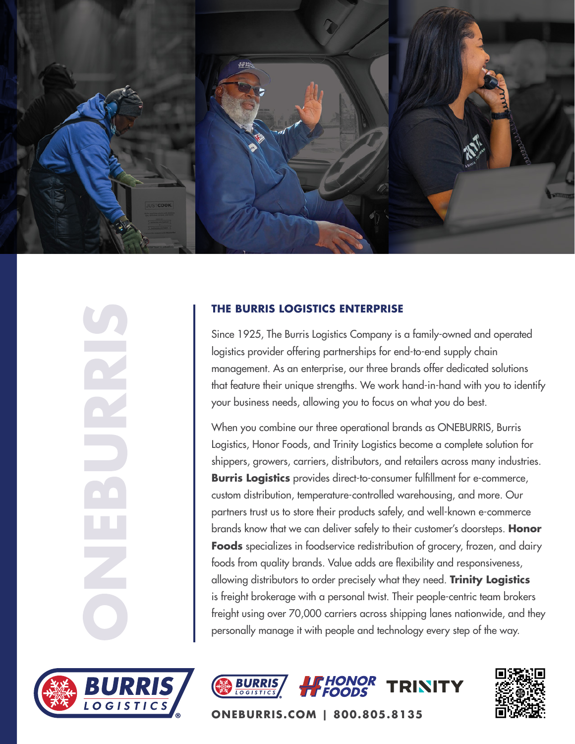ONEBURRIS

## THE BURRIS LOGISTICS ENTERPRISE

Since 1925, The Burris Logistics Company is a family-owned and operated logistics provider offering partnerships for end-to-end supply chain management. As an enterprise, our three brands offer dedicated solutions that feature their unique strengths. We work hand-in-hand with you to identify your business needs, allowing you to focus on what you do best.

When you combine our three operational brands as ONEBURRIS, Burris Logistics, Honor Foods, and Trinity Logistics become a complete solution for shippers, growers, carriers, distributors, and retailers across many industries. **Burris Logistics** provides direct-to-consumer fulfillment for e-commerce, custom distribution, temperature-controlled warehousing, and more. Our partners trust us to store their products safely, and well-known e-commerce brands know that we can deliver safely to their customer's doorsteps. **Honor Foods** specializes in foodservice redistribution of grocery, frozen, and dairy foods from quality brands. Value adds are flexibility and responsiveness, allowing distributors to order precisely what they need. **Trinity Logistics** is freight brokerage with a personal twist. Their people-centric team brokers freight using over 70,000 carriers across shipping lanes nationwide, and they personally manage it with people and technology every step of the way.

BURRIS LOGISTICS

BURRIS LOGISTICS | HONOR FOODS | TRINITY

**ONEBURRIS.COM | 800.805.8135**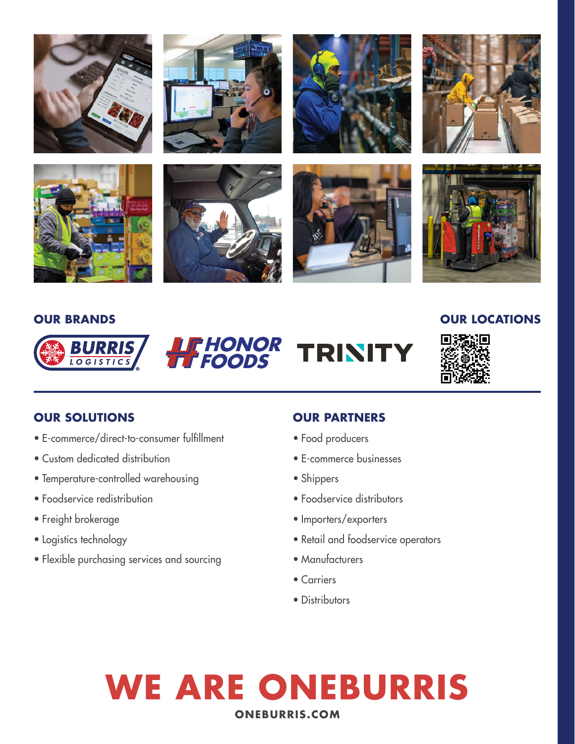## OUR BRANDS

BURRIS LOGISTICS

HONOR FOODS

TRINITY

## OUR LOCATIONS

## OUR SOLUTIONS

- E-commerce/direct-to-consumer fulfillment
- Custom dedicated distribution
- Temperature-controlled warehousing
- Foodservice redistribution
- Freight brokerage
- Logistics technology
- Flexible purchasing services and sourcing

## OUR PARTNERS

- Food producers
- E-commerce businesses
- Shippers
- Foodservice distributors
- Importers/exporters
- Retail and foodservice operators
- Manufacturers
- Carriers
- Distributors

# WE ARE ONEBURRIS

**ONEBURRIS.COM**